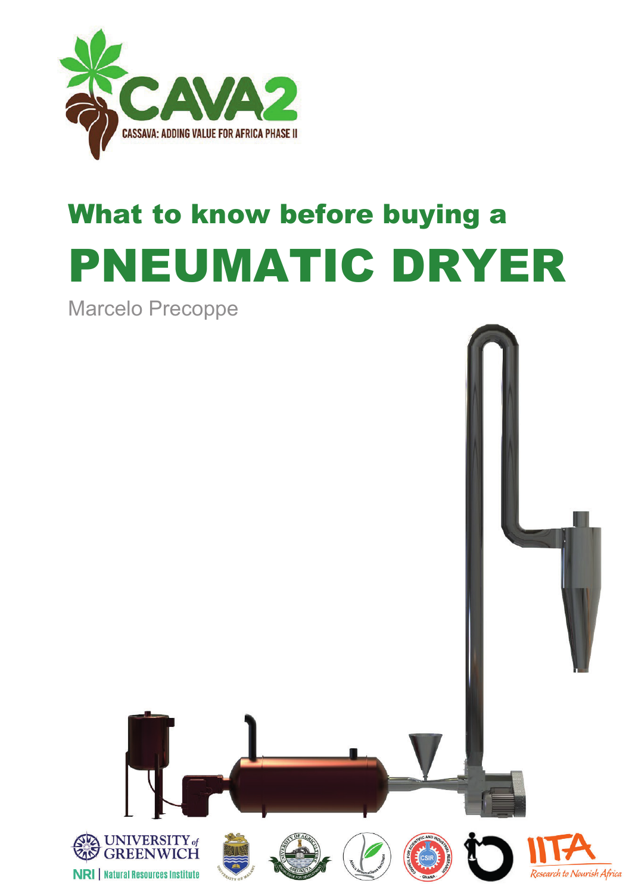CAVA2

CASSAVA: ADDING VALUE FOR AFRICA PHASE II

# What to know before buying a PNEUMATIC DRYER

Marcelo Precoppe

UNIVERSITY of GREENWICH

NRI | Natural Resources Institute

IITA

Research to Nourish Africa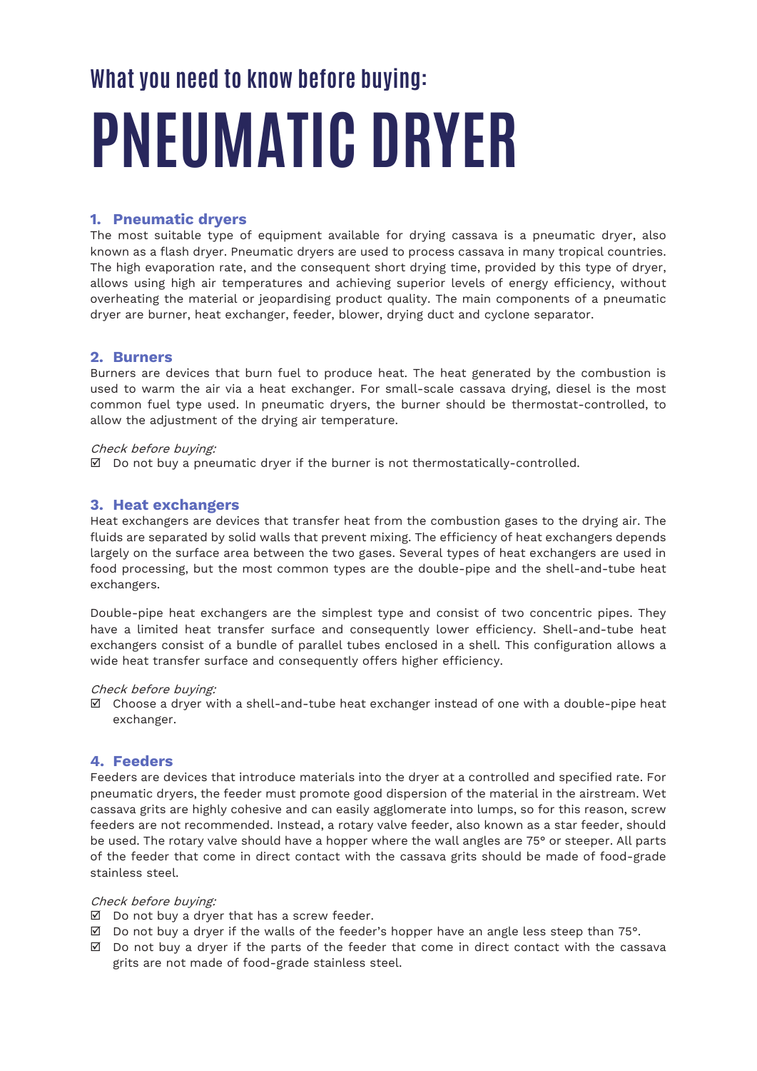## What you need to know before buying:

# PNEUMATIC DRYER

### 1. Pneumatic dryers

The most suitable type of equipment available for drying cassava is a pneumatic dryer, also known as a flash dryer. Pneumatic dryers are used to process cassava in many tropical countries. The high evaporation rate, and the consequent short drying time, provided by this type of dryer, allows using high air temperatures and achieving superior levels of energy efficiency, without overheating the material or jeopardising product quality. The main components of a pneumatic dryer are burner, heat exchanger, feeder, blower, drying duct and cyclone separator.

### 2. Burners

Burners are devices that burn fuel to produce heat. The heat generated by the combustion is used to warm the air via a heat exchanger. For small-scale cassava drying, diesel is the most common fuel type used. In pneumatic dryers, the burner should be thermostat-controlled, to allow the adjustment of the drying air temperature.

*Check before buying:*

☑ Do not buy a pneumatic dryer if the burner is not thermostatically-controlled.

### 3. Heat exchangers

Heat exchangers are devices that transfer heat from the combustion gases to the drying air. The fluids are separated by solid walls that prevent mixing. The efficiency of heat exchangers depends largely on the surface area between the two gases. Several types of heat exchangers are used in food processing, but the most common types are the double-pipe and the shell-and-tube heat exchangers.

Double-pipe heat exchangers are the simplest type and consist of two concentric pipes. They have a limited heat transfer surface and consequently lower efficiency. Shell-and-tube heat exchangers consist of a bundle of parallel tubes enclosed in a shell. This configuration allows a wide heat transfer surface and consequently offers higher efficiency.

*Check before buying:*

☑ Choose a dryer with a shell-and-tube heat exchanger instead of one with a double-pipe heat exchanger.

### 4. Feeders

Feeders are devices that introduce materials into the dryer at a controlled and specified rate. For pneumatic dryers, the feeder must promote good dispersion of the material in the airstream. Wet cassava grits are highly cohesive and can easily agglomerate into lumps, so for this reason, screw feeders are not recommended. Instead, a rotary valve feeder, also known as a star feeder, should be used. The rotary valve should have a hopper where the wall angles are 75° or steeper. All parts of the feeder that come in direct contact with the cassava grits should be made of food-grade stainless steel.

*Check before buying:*

☑ Do not buy a dryer that has a screw feeder.

☑ Do not buy a dryer if the walls of the feeder's hopper have an angle less steep than 75°.

☑ Do not buy a dryer if the parts of the feeder that come in direct contact with the cassava grits are not made of food-grade stainless steel.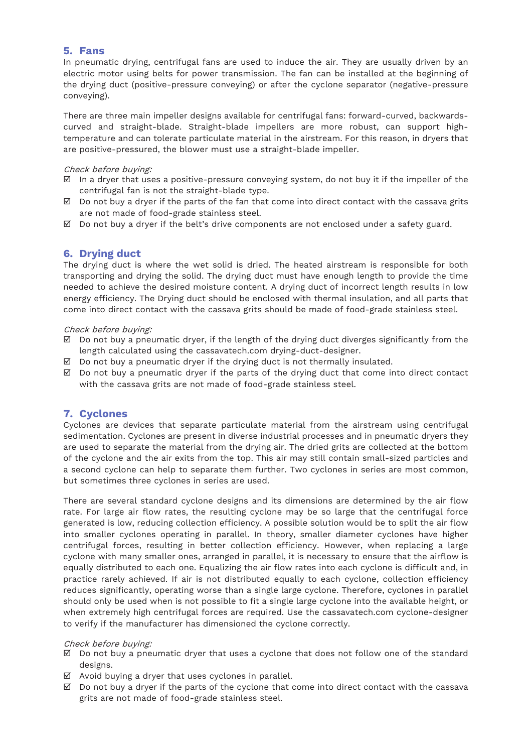## 5. Fans

In pneumatic drying, centrifugal fans are used to induce the air. They are usually driven by an electric motor using belts for power transmission. The fan can be installed at the beginning of the drying duct (positive-pressure conveying) or after the cyclone separator (negative-pressure conveying).

There are three main impeller designs available for centrifugal fans: forward-curved, backwards-curved and straight-blade. Straight-blade impellers are more robust, can support high-temperature and can tolerate particulate material in the airstream. For this reason, in dryers that are positive-pressured, the blower must use a straight-blade impeller.

*Check before buying:*

- ☑ In a dryer that uses a positive-pressure conveying system, do not buy it if the impeller of the centrifugal fan is not the straight-blade type.
- ☑ Do not buy a dryer if the parts of the fan that come into direct contact with the cassava grits are not made of food-grade stainless steel.
- ☑ Do not buy a dryer if the belt's drive components are not enclosed under a safety guard.

## 6. Drying duct

The drying duct is where the wet solid is dried. The heated airstream is responsible for both transporting and drying the solid. The drying duct must have enough length to provide the time needed to achieve the desired moisture content. A drying duct of incorrect length results in low energy efficiency. The Drying duct should be enclosed with thermal insulation, and all parts that come into direct contact with the cassava grits should be made of food-grade stainless steel.

*Check before buying:*

- ☑ Do not buy a pneumatic dryer, if the length of the drying duct diverges significantly from the length calculated using the cassavatech.com drying-duct-designer.
- ☑ Do not buy a pneumatic dryer if the drying duct is not thermally insulated.
- ☑ Do not buy a pneumatic dryer if the parts of the drying duct that come into direct contact with the cassava grits are not made of food-grade stainless steel.

## 7. Cyclones

Cyclones are devices that separate particulate material from the airstream using centrifugal sedimentation. Cyclones are present in diverse industrial processes and in pneumatic dryers they are used to separate the material from the drying air. The dried grits are collected at the bottom of the cyclone and the air exits from the top. This air may still contain small-sized particles and a second cyclone can help to separate them further. Two cyclones in series are most common, but sometimes three cyclones in series are used.

There are several standard cyclone designs and its dimensions are determined by the air flow rate. For large air flow rates, the resulting cyclone may be so large that the centrifugal force generated is low, reducing collection efficiency. A possible solution would be to split the air flow into smaller cyclones operating in parallel. In theory, smaller diameter cyclones have higher centrifugal forces, resulting in better collection efficiency. However, when replacing a large cyclone with many smaller ones, arranged in parallel, it is necessary to ensure that the airflow is equally distributed to each one. Equalizing the air flow rates into each cyclone is difficult and, in practice rarely achieved. If air is not distributed equally to each cyclone, collection efficiency reduces significantly, operating worse than a single large cyclone. Therefore, cyclones in parallel should only be used when is not possible to fit a single large cyclone into the available height, or when extremely high centrifugal forces are required. Use the cassavatech.com cyclone-designer to verify if the manufacturer has dimensioned the cyclone correctly.

*Check before buying:*

- ☑ Do not buy a pneumatic dryer that uses a cyclone that does not follow one of the standard designs.
- ☑ Avoid buying a dryer that uses cyclones in parallel.
- ☑ Do not buy a dryer if the parts of the cyclone that come into direct contact with the cassava grits are not made of food-grade stainless steel.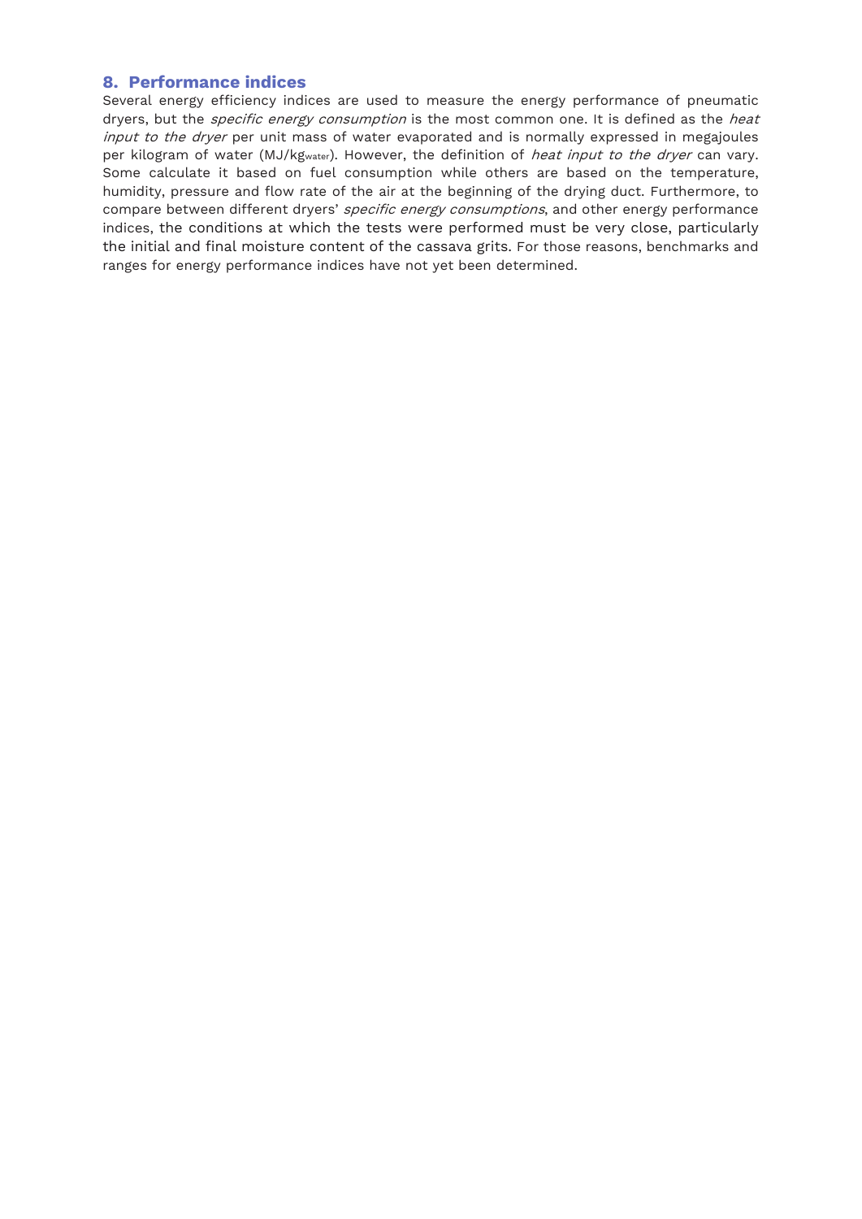## 8. Performance indices

Several energy efficiency indices are used to measure the energy performance of pneumatic dryers, but the *specific energy consumption* is the most common one. It is defined as the *heat input to the dryer* per unit mass of water evaporated and is normally expressed in megajoules per kilogram of water ($MJ/kg_{water}$). However, the definition of *heat input to the dryer* can vary. Some calculate it based on fuel consumption while others are based on the temperature, humidity, pressure and flow rate of the air at the beginning of the drying duct. Furthermore, to compare between different dryers' *specific energy consumptions*, and other energy performance indices, the conditions at which the tests were performed must be very close, particularly the initial and final moisture content of the cassava grits. For those reasons, benchmarks and ranges for energy performance indices have not yet been determined.